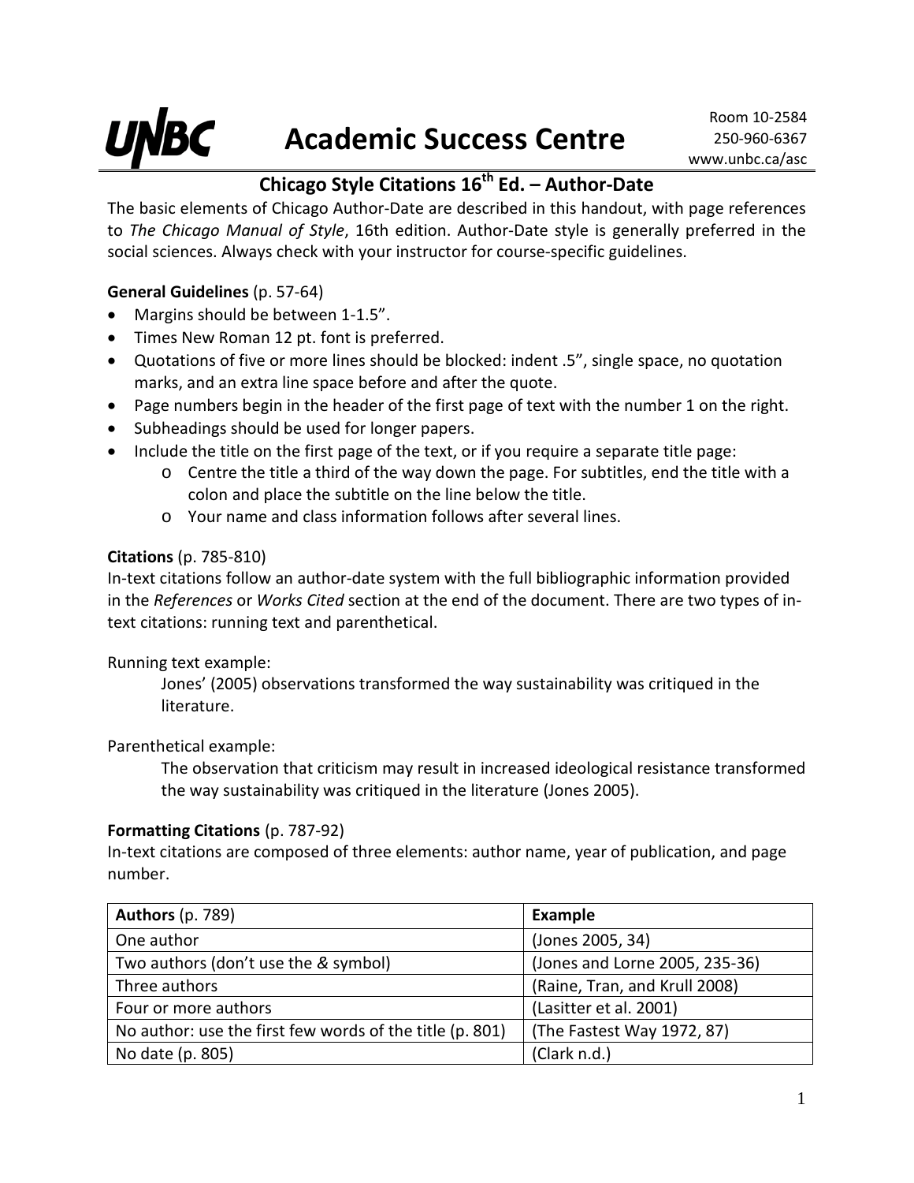**UNBC** **Academic Success Centre**

Room 10-2584
250-960-6367
www.unbc.ca/asc

# Chicago Style Citations 16th Ed. – Author-Date

The basic elements of Chicago Author-Date are described in this handout, with page references to *The Chicago Manual of Style*, 16th edition. Author-Date style is generally preferred in the social sciences. Always check with your instructor for course-specific guidelines.

**General Guidelines** (p. 57-64)

- Margins should be between 1-1.5".
- Times New Roman 12 pt. font is preferred.
- Quotations of five or more lines should be blocked: indent .5", single space, no quotation marks, and an extra line space before and after the quote.
- Page numbers begin in the header of the first page of text with the number 1 on the right.
- Subheadings should be used for longer papers.
- Include the title on the first page of the text, or if you require a separate title page:
    - Centre the title a third of the way down the page. For subtitles, end the title with a colon and place the subtitle on the line below the title.
    - Your name and class information follows after several lines.

**Citations** (p. 785-810)

In-text citations follow an author-date system with the full bibliographic information provided in the *References* or *Works Cited* section at the end of the document. There are two types of in-text citations: running text and parenthetical.

Running text example:

> Jones' (2005) observations transformed the way sustainability was critiqued in the literature.

Parenthetical example:

> The observation that criticism may result in increased ideological resistance transformed the way sustainability was critiqued in the literature (Jones 2005).

**Formatting Citations** (p. 787-92)

In-text citations are composed of three elements: author name, year of publication, and page number.

| **Authors** (p. 789) | **Example** |
|---|---|
| One author | (Jones 2005, 34) |
| Two authors (don't use the & symbol) | (Jones and Lorne 2005, 235-36) |
| Three authors | (Raine, Tran, and Krull 2008) |
| Four or more authors | (Lasitter et al. 2001) |
| No author: use the first few words of the title (p. 801) | (The Fastest Way 1972, 87) |
| No date (p. 805) | (Clark n.d.) |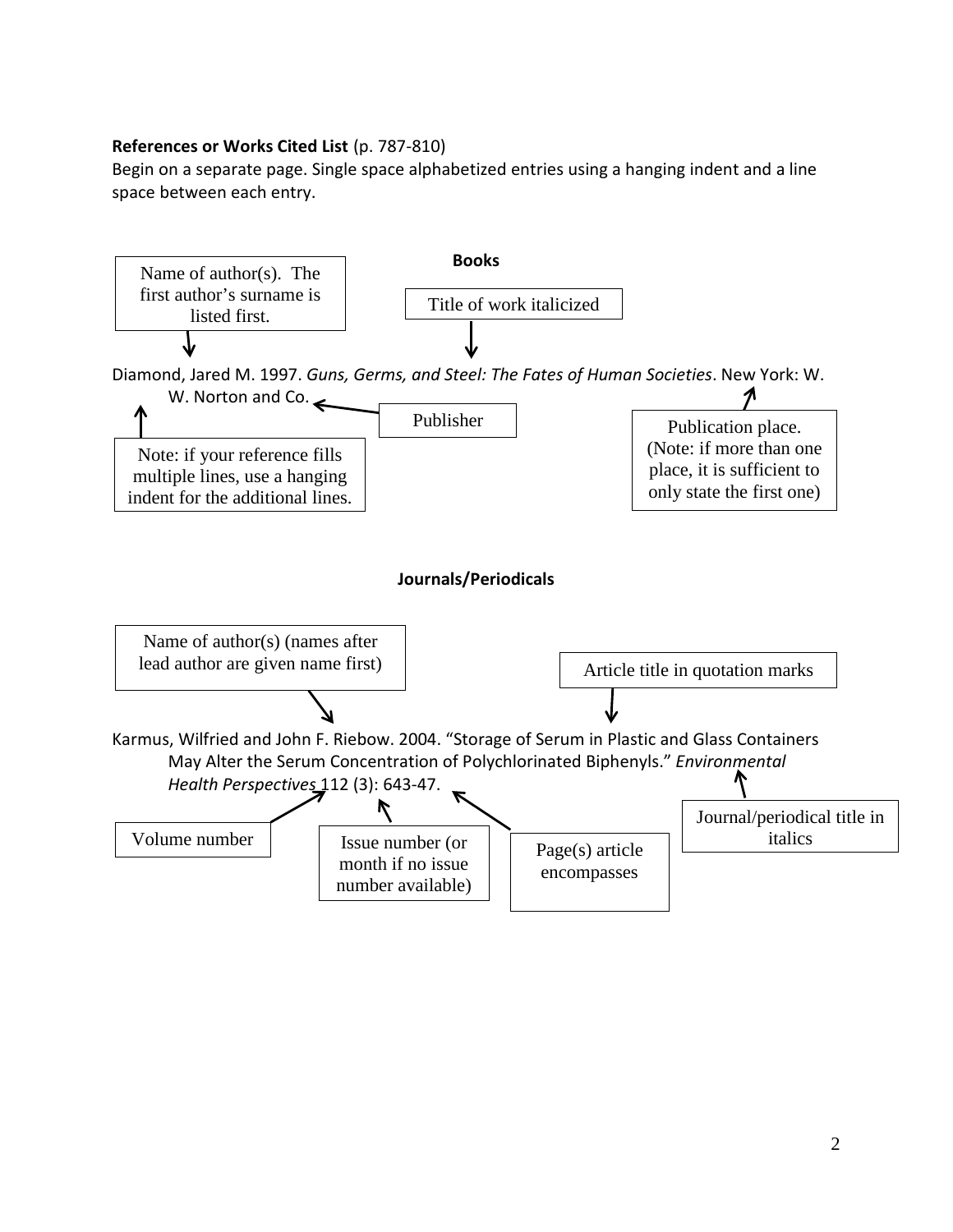**References or Works Cited List** (p. 787-810)

Begin on a separate page. Single space alphabetized entries using a hanging indent and a line space between each entry.

**Books**

Name of author(s). The first author's surname is listed first.

Title of work italicized

Diamond, Jared M. 1997. *Guns, Germs, and Steel: The Fates of Human Societies*. New York: W. W. Norton and Co.

Publisher

Publication place. (Note: if more than one place, it is sufficient to only state the first one)

Note: if your reference fills multiple lines, use a hanging indent for the additional lines.

**Journals/Periodicals**

Name of author(s) (names after lead author are given name first)

Article title in quotation marks

Karmus, Wilfried and John F. Riebow. 2004. "Storage of Serum in Plastic and Glass Containers May Alter the Serum Concentration of Polychlorinated Biphenyls." *Environmental Health Perspectives* 112 (3): 643-47.

Volume number

Issue number (or month if no issue number available)

Page(s) article encompasses

Journal/periodical title in italics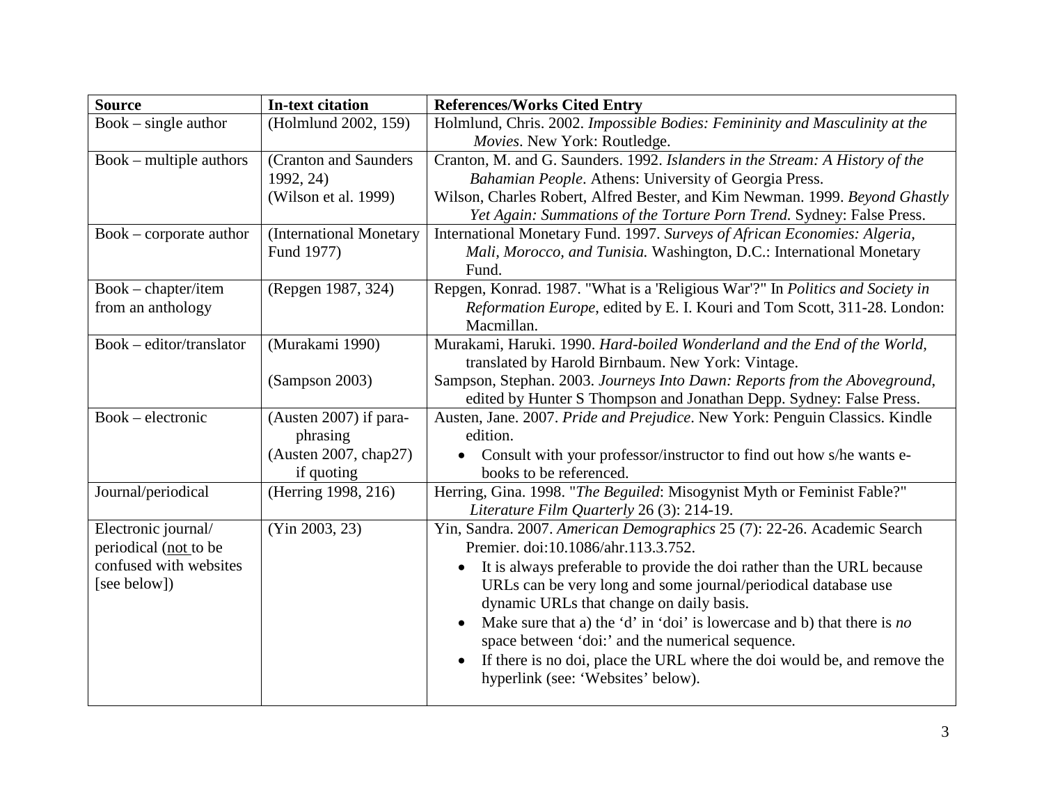| **Source** | **In-text citation** | **References/Works Cited Entry** |
|---|---|---|
| Book – single author | (Holmlund 2002, 159) | Holmlund, Chris. 2002. *Impossible Bodies: Femininity and Masculinity at the Movies*. New York: Routledge. |
| Book – multiple authors | (Cranton and Saunders 1992, 24)<br>(Wilson et al. 1999) | Cranton, M. and G. Saunders. 1992. *Islanders in the Stream: A History of the Bahamian People*. Athens: University of Georgia Press.<br>Wilson, Charles Robert, Alfred Bester, and Kim Newman. 1999. *Beyond Ghastly Yet Again: Summations of the Torture Porn Trend.* Sydney: False Press. |
| Book – corporate author | (International Monetary Fund 1977) | International Monetary Fund. 1997. *Surveys of African Economies: Algeria, Mali, Morocco, and Tunisia.* Washington, D.C.: International Monetary Fund. |
| Book – chapter/item from an anthology | (Repgen 1987, 324) | Repgen, Konrad. 1987. "What is a 'Religious War'?" In *Politics and Society in Reformation Europe*, edited by E. I. Kouri and Tom Scott, 311-28. London: Macmillan. |
| Book – editor/translator | (Murakami 1990)<br><br>(Sampson 2003) | Murakami, Haruki. 1990. *Hard-boiled Wonderland and the End of the World*, translated by Harold Birnbaum. New York: Vintage.<br>Sampson, Stephan. 2003. *Journeys Into Dawn: Reports from the Aboveground*, edited by Hunter S Thompson and Jonathan Depp. Sydney: False Press. |
| Book – electronic | (Austen 2007) if paraphrasing<br>(Austen 2007, chap27) if quoting | Austen, Jane. 2007. *Pride and Prejudice*. New York: Penguin Classics. Kindle edition.<br>• Consult with your professor/instructor to find out how s/he wants e-books to be referenced. |
| Journal/periodical | (Herring 1998, 216) | Herring, Gina. 1998. "*The Beguiled*: Misogynist Myth or Feminist Fable?" *Literature Film Quarterly* 26 (3): 214-19. |
| Electronic journal/ periodical (not to be confused with websites [see below]) | (Yin 2003, 23) | Yin, Sandra. 2007. *American Demographics* 25 (7): 22-26. Academic Search Premier. doi:10.1086/ahr.113.3.752.<br>• It is always preferable to provide the doi rather than the URL because URLs can be very long and some journal/periodical database use dynamic URLs that change on daily basis.<br>• Make sure that a) the 'd' in 'doi' is lowercase and b) that there is *no* space between 'doi:' and the numerical sequence.<br>• If there is no doi, place the URL where the doi would be, and remove the hyperlink (see: 'Websites' below). |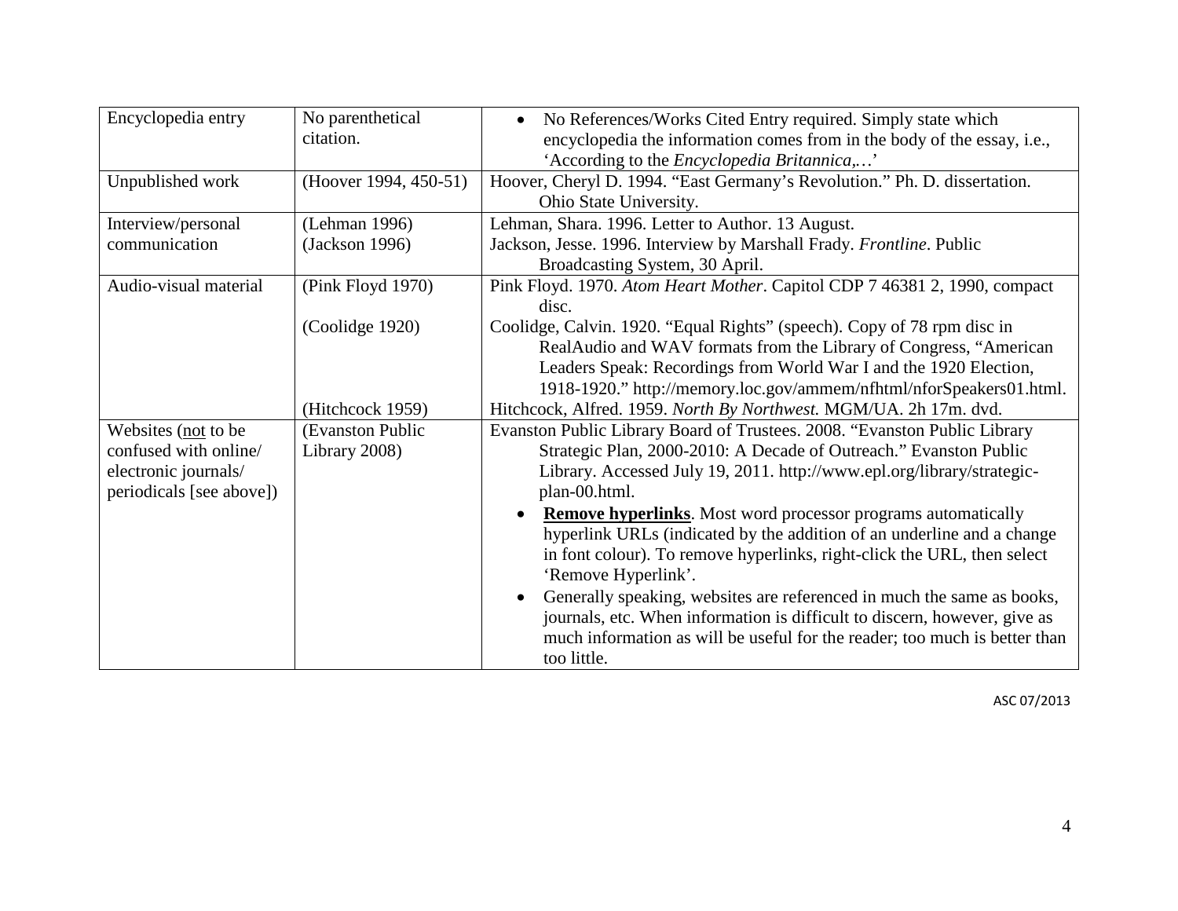| | | |
|---|---|---|
| Encyclopedia entry | No parenthetical citation. | • No References/Works Cited Entry required. Simply state which encyclopedia the information comes from in the body of the essay, i.e., 'According to the *Encyclopedia Britannica*,…' |
| Unpublished work | (Hoover 1994, 450-51) | Hoover, Cheryl D. 1994. "East Germany's Revolution." Ph. D. dissertation. Ohio State University. |
| Interview/personal communication | (Lehman 1996)<br>(Jackson 1996) | Lehman, Shara. 1996. Letter to Author. 13 August.<br>Jackson, Jesse. 1996. Interview by Marshall Frady. *Frontline*. Public Broadcasting System, 30 April. |
| Audio-visual material | (Pink Floyd 1970)<br><br>(Coolidge 1920)<br><br>(Hitchcock 1959) | Pink Floyd. 1970. *Atom Heart Mother*. Capitol CDP 7 46381 2, 1990, compact disc.<br>Coolidge, Calvin. 1920. "Equal Rights" (speech). Copy of 78 rpm disc in RealAudio and WAV formats from the Library of Congress, "American Leaders Speak: Recordings from World War I and the 1920 Election, 1918-1920." http://memory.loc.gov/ammem/nfhtml/nforSpeakers01.html.<br>Hitchcock, Alfred. 1959. *North By Northwest.* MGM/UA. 2h 17m. dvd. |
| Websites (<u>not</u> to be confused with online/ electronic journals/ periodicals [see above]) | (Evanston Public Library 2008) | Evanston Public Library Board of Trustees. 2008. "Evanston Public Library Strategic Plan, 2000-2010: A Decade of Outreach." Evanston Public Library. Accessed July 19, 2011. http://www.epl.org/library/strategic-plan-00.html.<br>• **<u>Remove hyperlinks</u>**. Most word processor programs automatically hyperlink URLs (indicated by the addition of an underline and a change in font colour). To remove hyperlinks, right-click the URL, then select 'Remove Hyperlink'.<br>• Generally speaking, websites are referenced in much the same as books, journals, etc. When information is difficult to discern, however, give as much information as will be useful for the reader; too much is better than too little. |

ASC 07/2013